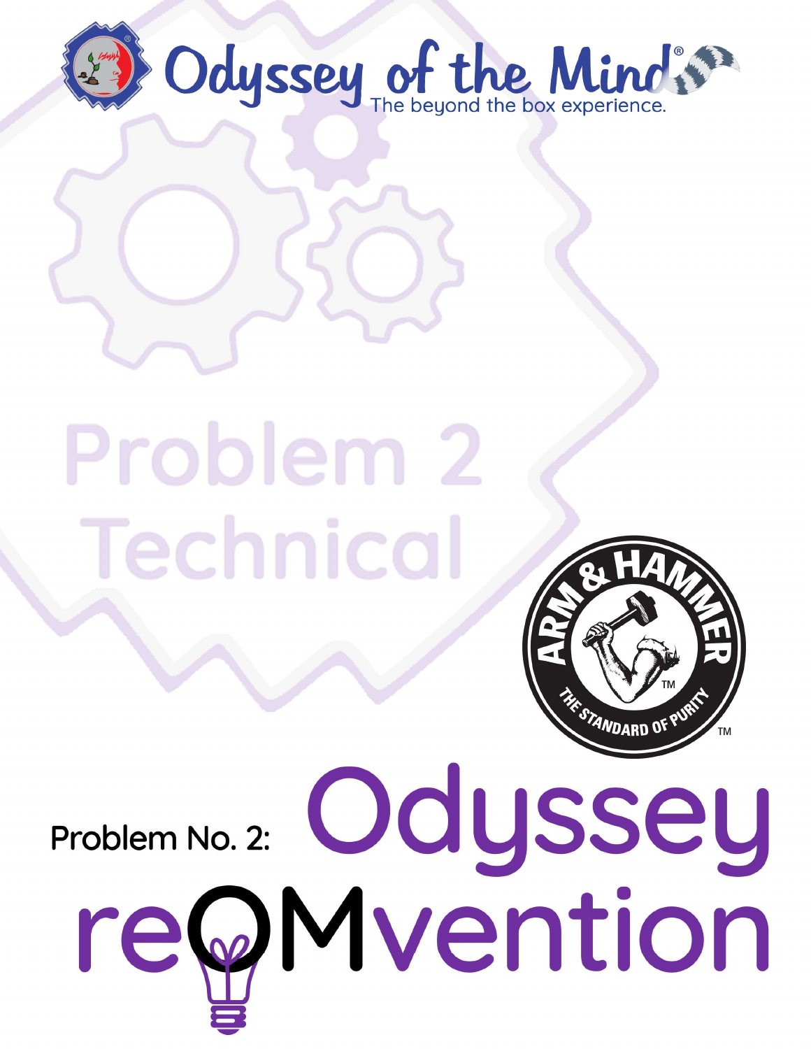# Odyssey of the Mind®

The beyond the box experience.

# Problem 2 Technical

ARM & HAMMER™ THE STANDARD OF PURITY™

## Problem No. 2: Odyssey reOMvention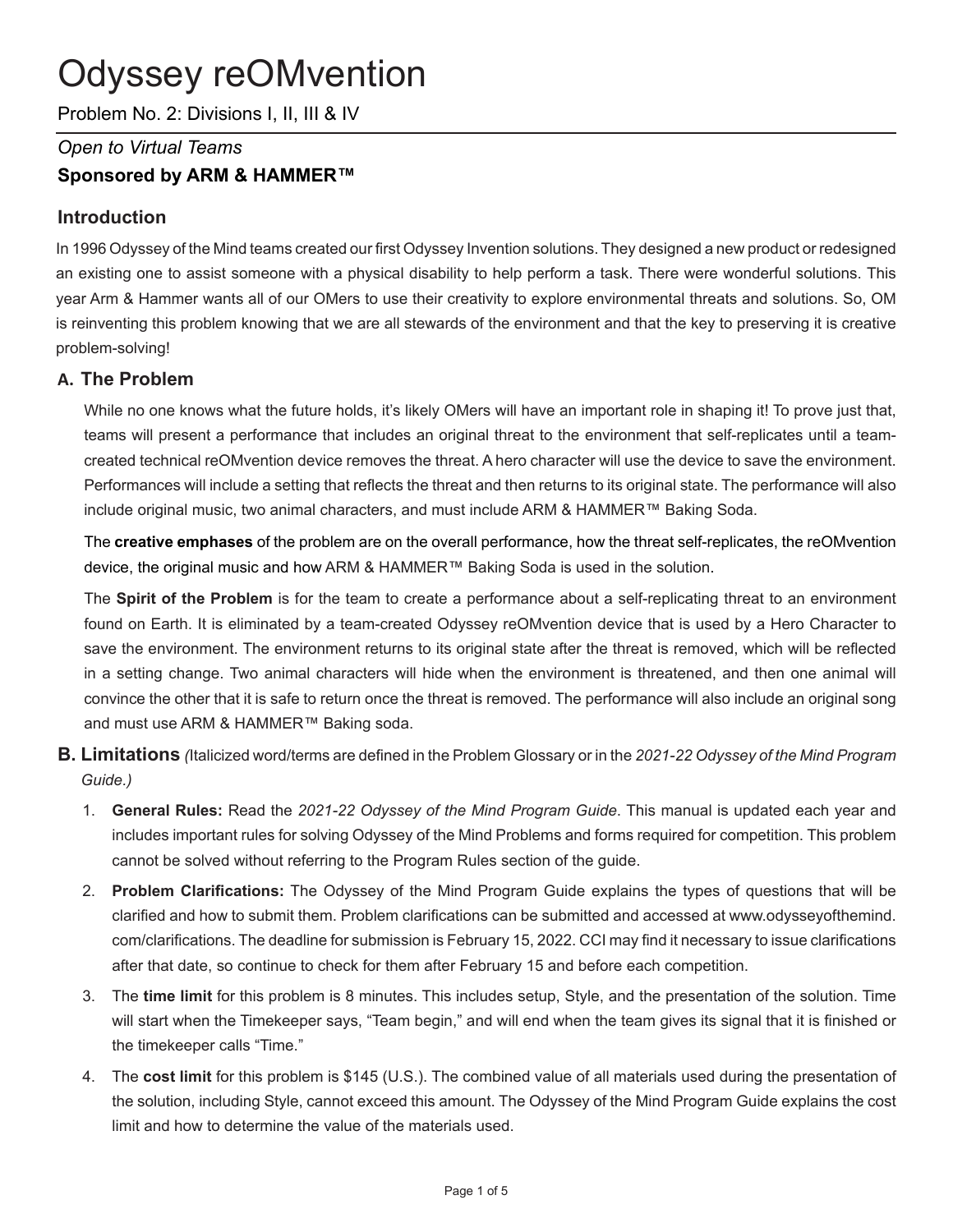# Odyssey reOMvention

Problem No. 2: Divisions I, II, III & IV

*Open to Virtual Teams*

**Sponsored by ARM & HAMMER™**

## Introduction

In 1996 Odyssey of the Mind teams created our first Odyssey Invention solutions. They designed a new product or redesigned an existing one to assist someone with a physical disability to help perform a task. There were wonderful solutions. This year Arm & Hammer wants all of our OMers to use their creativity to explore environmental threats and solutions. So, OM is reinventing this problem knowing that we are all stewards of the environment and that the key to preserving it is creative problem-solving!

## A. The Problem

While no one knows what the future holds, it's likely OMers will have an important role in shaping it! To prove just that, teams will present a performance that includes an original threat to the environment that self-replicates until a team-created technical reOMvention device removes the threat. A hero character will use the device to save the environment. Performances will include a setting that reflects the threat and then returns to its original state. The performance will also include original music, two animal characters, and must include ARM & HAMMER™ Baking Soda.

The **creative emphases** of the problem are on the overall performance, how the threat self-replicates, the reOMvention device, the original music and how ARM & HAMMER™ Baking Soda is used in the solution.

The **Spirit of the Problem** is for the team to create a performance about a self-replicating threat to an environment found on Earth. It is eliminated by a team-created Odyssey reOMvention device that is used by a Hero Character to save the environment. The environment returns to its original state after the threat is removed, which will be reflected in a setting change. Two animal characters will hide when the environment is threatened, and then one animal will convince the other that it is safe to return once the threat is removed. The performance will also include an original song and must use ARM & HAMMER™ Baking soda.

## B. Limitations *(Italicized word/terms are defined in the Problem Glossary or in the 2021-22 Odyssey of the Mind Program Guide.)*

1. **General Rules:** Read the *2021-22 Odyssey of the Mind Program Guide*. This manual is updated each year and includes important rules for solving Odyssey of the Mind Problems and forms required for competition. This problem cannot be solved without referring to the Program Rules section of the guide.
2. **Problem Clarifications:** The Odyssey of the Mind Program Guide explains the types of questions that will be clarified and how to submit them. Problem clarifications can be submitted and accessed at www.odysseyofthemind.com/clarifications. The deadline for submission is February 15, 2022. CCI may find it necessary to issue clarifications after that date, so continue to check for them after February 15 and before each competition.
3. The **time limit** for this problem is 8 minutes. This includes setup, Style, and the presentation of the solution. Time will start when the Timekeeper says, "Team begin," and will end when the team gives its signal that it is finished or the timekeeper calls "Time."
4. The **cost limit** for this problem is $145 (U.S.). The combined value of all materials used during the presentation of the solution, including Style, cannot exceed this amount. The Odyssey of the Mind Program Guide explains the cost limit and how to determine the value of the materials used.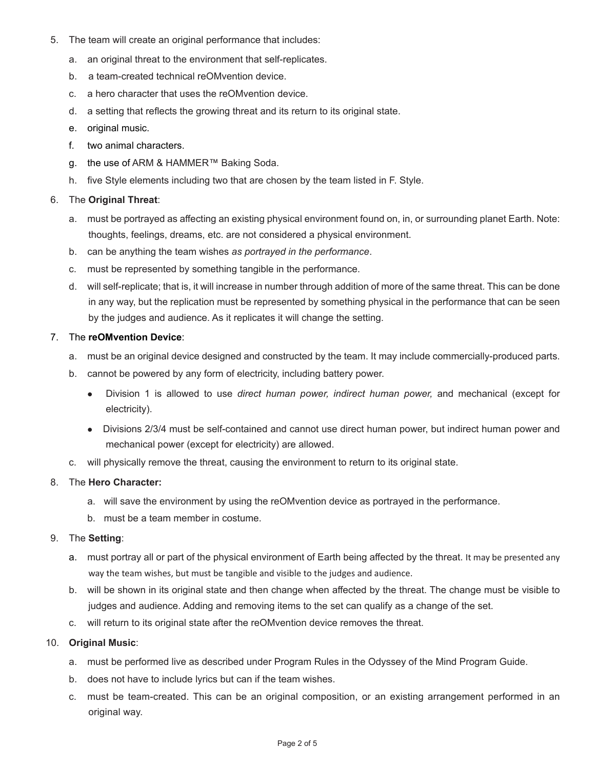5. The team will create an original performance that includes:
   a. an original threat to the environment that self-replicates.
   b. a team-created technical reOMvention device.
   c. a hero character that uses the reOMvention device.
   d. a setting that reflects the growing threat and its return to its original state.
   e. original music.
   f. two animal characters.
   g. the use of ARM & HAMMER™ Baking Soda.
   h. five Style elements including two that are chosen by the team listed in F. Style.

6. The **Original Threat**:
   a. must be portrayed as affecting an existing physical environment found on, in, or surrounding planet Earth. Note: thoughts, feelings, dreams, etc. are not considered a physical environment.
   b. can be anything the team wishes *as portrayed in the performance*.
   c. must be represented by something tangible in the performance.
   d. will self-replicate; that is, it will increase in number through addition of more of the same threat. This can be done in any way, but the replication must be represented by something physical in the performance that can be seen by the judges and audience. As it replicates it will change the setting.

7. The **reOMvention Device**:
   a. must be an original device designed and constructed by the team. It may include commercially-produced parts.
   b. cannot be powered by any form of electricity, including battery power.
      - Division 1 is allowed to use *direct human power, indirect human power,* and mechanical (except for electricity).
      - Divisions 2/3/4 must be self-contained and cannot use direct human power, but indirect human power and mechanical power (except for electricity) are allowed.
   c. will physically remove the threat, causing the environment to return to its original state.

8. The **Hero Character:**
   a. will save the environment by using the reOMvention device as portrayed in the performance.
   b. must be a team member in costume.

9. The **Setting**:
   a. must portray all or part of the physical environment of Earth being affected by the threat. It may be presented any way the team wishes, but must be tangible and visible to the judges and audience.
   b. will be shown in its original state and then change when affected by the threat. The change must be visible to judges and audience. Adding and removing items to the set can qualify as a change of the set.
   c. will return to its original state after the reOMvention device removes the threat.

10. **Original Music**:
    a. must be performed live as described under Program Rules in the Odyssey of the Mind Program Guide.
    b. does not have to include lyrics but can if the team wishes.
    c. must be team-created. This can be an original composition, or an existing arrangement performed in an original way.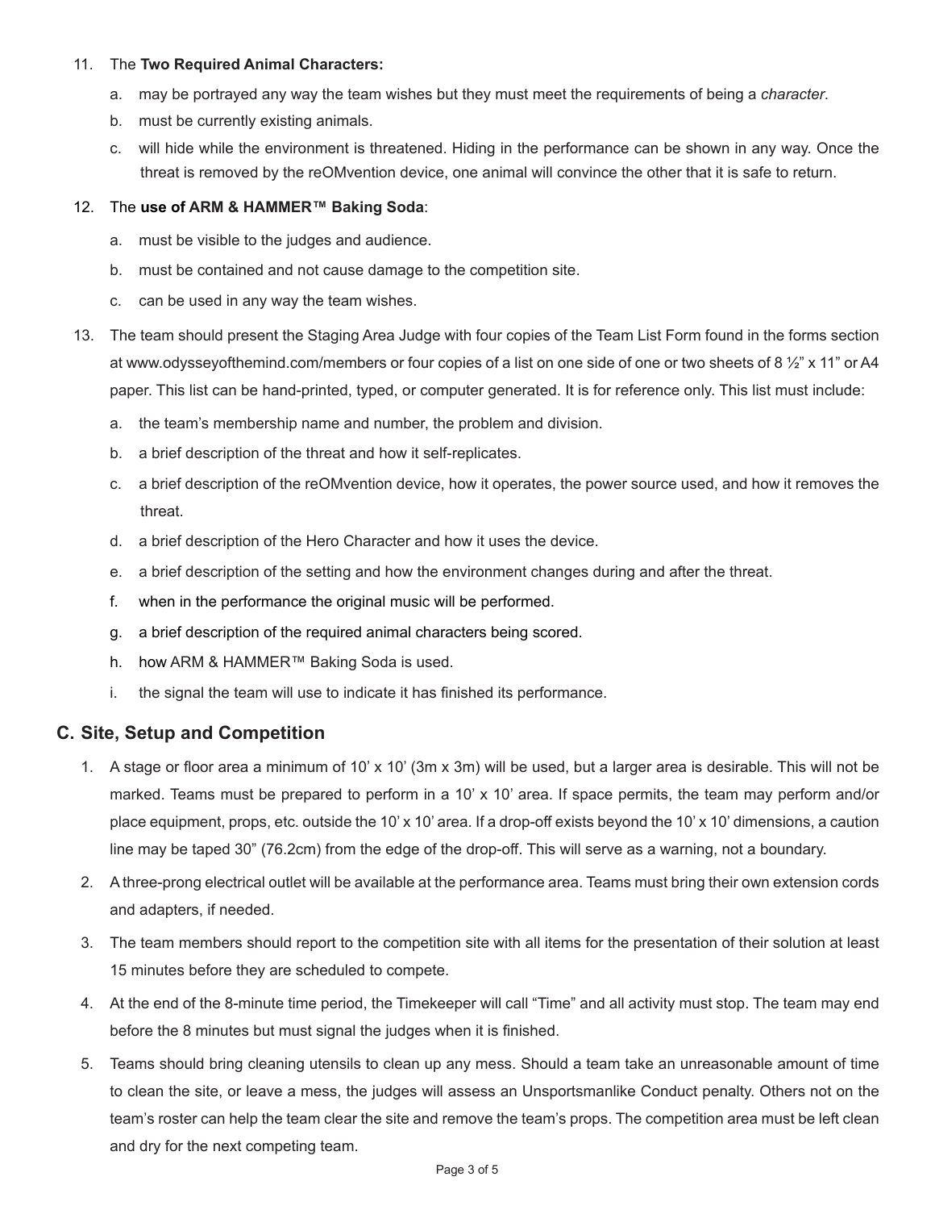11. The **Two Required Animal Characters:**
    a. may be portrayed any way the team wishes but they must meet the requirements of being a *character*.
    b. must be currently existing animals.
    c. will hide while the environment is threatened. Hiding in the performance can be shown in any way. Once the threat is removed by the reOMvention device, one animal will convince the other that it is safe to return.

12. The **use of ARM & HAMMER™ Baking Soda**:
    a. must be visible to the judges and audience.
    b. must be contained and not cause damage to the competition site.
    c. can be used in any way the team wishes.

13. The team should present the Staging Area Judge with four copies of the Team List Form found in the forms section at www.odysseyofthemind.com/members or four copies of a list on one side of one or two sheets of 8 ½" x 11" or A4 paper. This list can be hand-printed, typed, or computer generated. It is for reference only. This list must include:
    a. the team's membership name and number, the problem and division.
    b. a brief description of the threat and how it self-replicates.
    c. a brief description of the reOMvention device, how it operates, the power source used, and how it removes the threat.
    d. a brief description of the Hero Character and how it uses the device.
    e. a brief description of the setting and how the environment changes during and after the threat.
    f. when in the performance the original music will be performed.
    g. a brief description of the required animal characters being scored.
    h. how ARM & HAMMER™ Baking Soda is used.
    i. the signal the team will use to indicate it has finished its performance.

## C. Site, Setup and Competition

1. A stage or floor area a minimum of 10' x 10' (3m x 3m) will be used, but a larger area is desirable. This will not be marked. Teams must be prepared to perform in a 10' x 10' area. If space permits, the team may perform and/or place equipment, props, etc. outside the 10' x 10' area. If a drop-off exists beyond the 10' x 10' dimensions, a caution line may be taped 30" (76.2cm) from the edge of the drop-off. This will serve as a warning, not a boundary.
2. A three-prong electrical outlet will be available at the performance area. Teams must bring their own extension cords and adapters, if needed.
3. The team members should report to the competition site with all items for the presentation of their solution at least 15 minutes before they are scheduled to compete.
4. At the end of the 8-minute time period, the Timekeeper will call "Time" and all activity must stop. The team may end before the 8 minutes but must signal the judges when it is finished.
5. Teams should bring cleaning utensils to clean up any mess. Should a team take an unreasonable amount of time to clean the site, or leave a mess, the judges will assess an Unsportsmanlike Conduct penalty. Others not on the team's roster can help the team clear the site and remove the team's props. The competition area must be left clean and dry for the next competing team.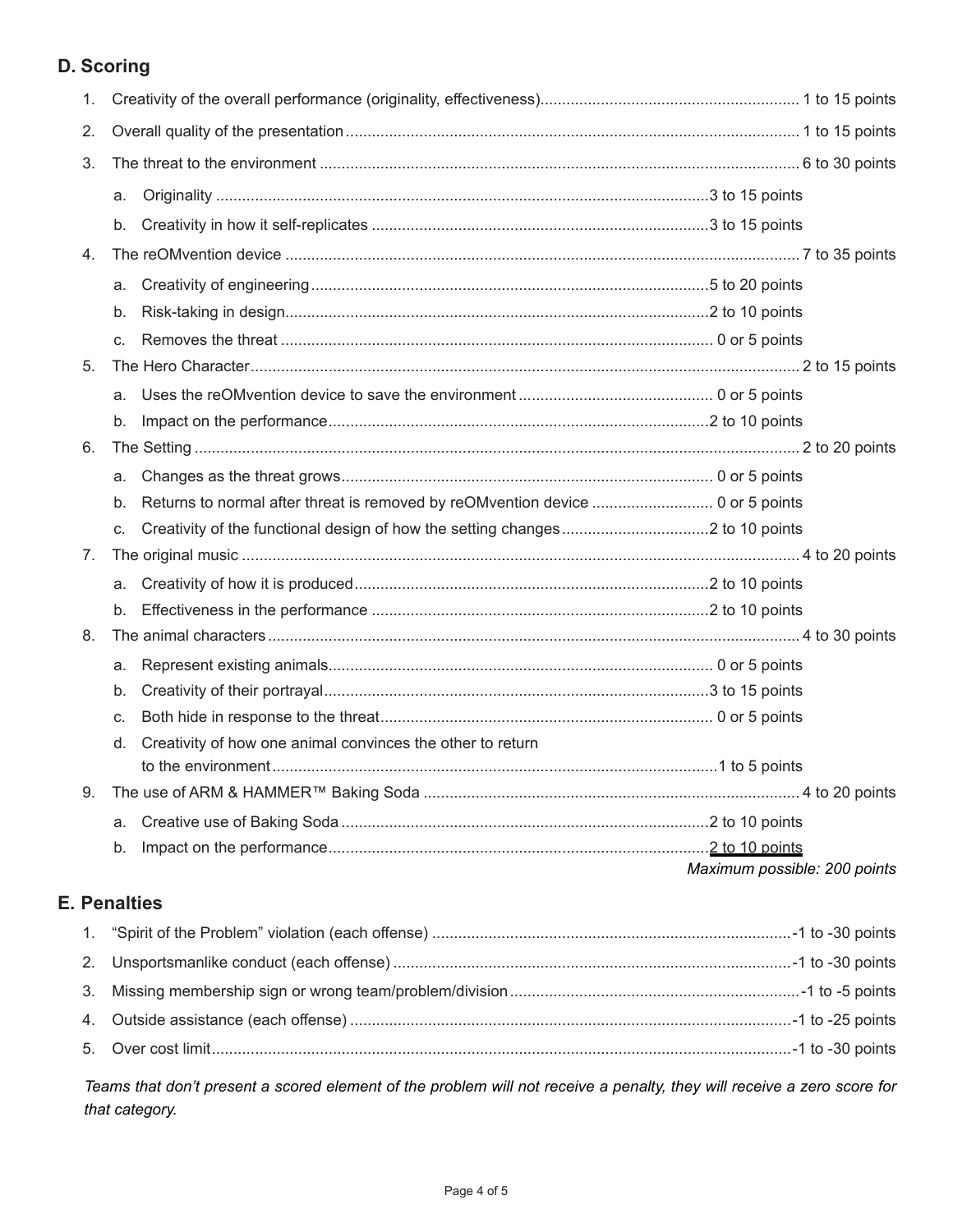## D. Scoring

1. Creativity of the overall performance (originality, effectiveness)........................................................... 1 to 15 points
2. Overall quality of the presentation........................................................................................................ 1 to 15 points
3. The threat to the environment ............................................................................................................. 6 to 30 points
   a. Originality ..................................................................................................................3 to 15 points
   b. Creativity in how it self-replicates .............................................................................3 to 15 points
4. The reOMvention device ..................................................................................................................... 7 to 35 points
   a. Creativity of engineering...........................................................................................5 to 20 points
   b. Risk-taking in design.................................................................................................2 to 10 points
   c. Removes the threat ................................................................................................... 0 or 5 points
5. The Hero Character............................................................................................................................. 2 to 15 points
   a. Uses the reOMvention device to save the environment ............................................ 0 or 5 points
   b. Impact on the performance.......................................................................................2 to 10 points
6. The Setting .......................................................................................................................................... 2 to 20 points
   a. Changes as the threat grows..................................................................................... 0 or 5 points
   b. Returns to normal after threat is removed by reOMvention device ............................ 0 or 5 points
   c. Creativity of the functional design of how the setting changes..................................2 to 10 points
7. The original music ............................................................................................................................... 4 to 20 points
   a. Creativity of how it is produced.................................................................................2 to 10 points
   b. Effectiveness in the performance .............................................................................2 to 10 points
8. The animal characters......................................................................................................................... 4 to 30 points
   a. Represent existing animals........................................................................................ 0 or 5 points
   b. Creativity of their portrayal........................................................................................3 to 15 points
   c. Both hide in response to the threat............................................................................ 0 or 5 points
   d. Creativity of how one animal convinces the other to return to the environment......................................................................................................1 to 5 points
9. The use of ARM & HAMMER™ Baking Soda ...................................................................................... 4 to 20 points
   a. Creative use of Baking Soda ....................................................................................2 to 10 points
   b. Impact on the performance.......................................................................................2 to 10 points

*Maximum possible: 200 points*

## E. Penalties

1. "Spirit of the Problem" violation (each offense) ..................................................................................-1 to -30 points
2. Unsportsmanlike conduct (each offense) ...........................................................................................-1 to -30 points
3. Missing membership sign or wrong team/problem/division..................................................................-1 to -5 points
4. Outside assistance (each offense) .....................................................................................................-1 to -25 points
5. Over cost limit.....................................................................................................................................-1 to -30 points

*Teams that don't present a scored element of the problem will not receive a penalty, they will receive a zero score for that category.*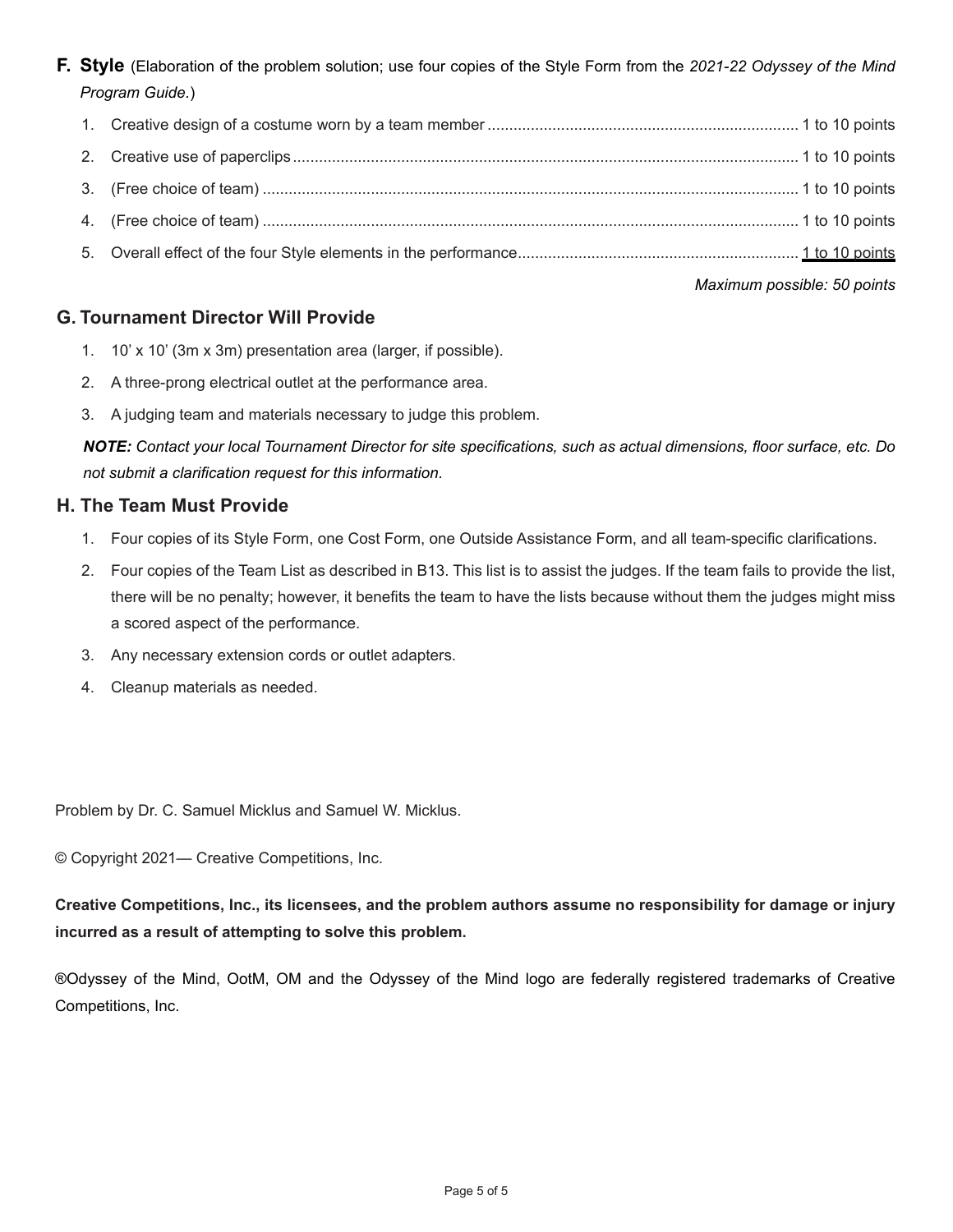## F. Style (Elaboration of the problem solution; use four copies of the Style Form from the *2021-22 Odyssey of the Mind Program Guide.*)

1. Creative design of a costume worn by a team member ....................................................................... 1 to 10 points
2. Creative use of paperclips ..................................................................................................................... 1 to 10 points
3. (Free choice of team) ........................................................................................................................... 1 to 10 points
4. (Free choice of team) ........................................................................................................................... 1 to 10 points
5. Overall effect of the four Style elements in the performance ................................................................ 1 to 10 points

*Maximum possible: 50 points*

## G. Tournament Director Will Provide

1. 10' x 10' (3m x 3m) presentation area (larger, if possible).
2. A three-prong electrical outlet at the performance area.
3. A judging team and materials necessary to judge this problem.

***NOTE:*** *Contact your local Tournament Director for site specifications, such as actual dimensions, floor surface, etc. Do not submit a clarification request for this information.*

## H. The Team Must Provide

1. Four copies of its Style Form, one Cost Form, one Outside Assistance Form, and all team-specific clarifications.
2. Four copies of the Team List as described in B13. This list is to assist the judges. If the team fails to provide the list, there will be no penalty; however, it benefits the team to have the lists because without them the judges might miss a scored aspect of the performance.
3. Any necessary extension cords or outlet adapters.
4. Cleanup materials as needed.

Problem by Dr. C. Samuel Micklus and Samuel W. Micklus.

© Copyright 2021— Creative Competitions, Inc.

**Creative Competitions, Inc., its licensees, and the problem authors assume no responsibility for damage or injury incurred as a result of attempting to solve this problem.**

®Odyssey of the Mind, OotM, OM and the Odyssey of the Mind logo are federally registered trademarks of Creative Competitions, Inc.